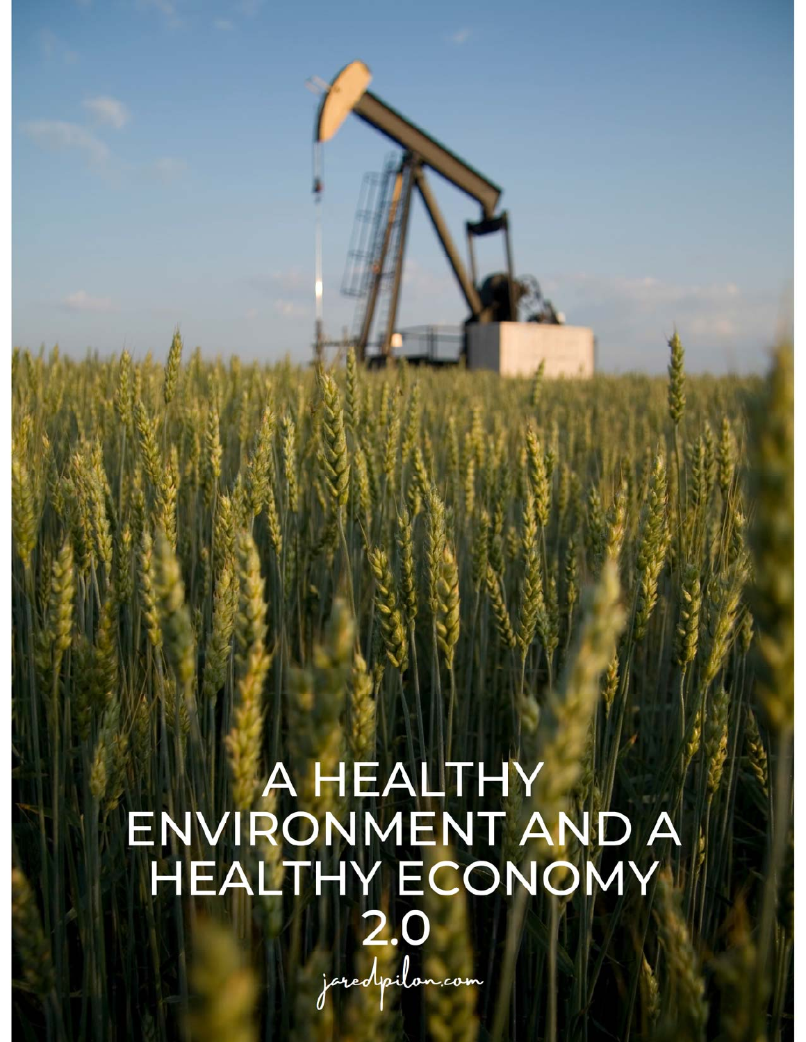# A HEALTHY ENVIRONMENT AND A HEALTHY ECONOMY 2.0

jaredpilon.com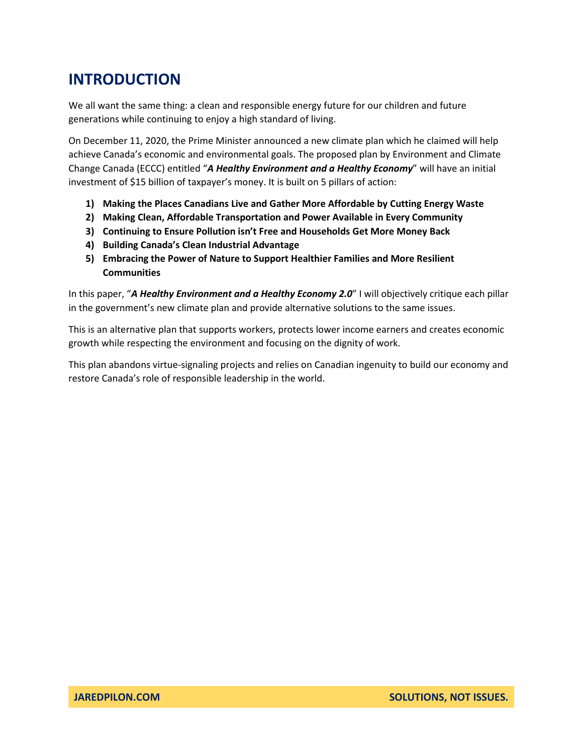# INTRODUCTION

We all want the same thing: a clean and responsible energy future for our children and future generations while continuing to enjoy a high standard of living.

On December 11, 2020, the Prime Minister announced a new climate plan which he claimed will help achieve Canada's economic and environmental goals. The proposed plan by Environment and Climate Change Canada (ECCC) entitled "***A Healthy Environment and a Healthy Economy***" will have an initial investment of $15 billion of taxpayer's money. It is built on 5 pillars of action:

1) **Making the Places Canadians Live and Gather More Affordable by Cutting Energy Waste**
2) **Making Clean, Affordable Transportation and Power Available in Every Community**
3) **Continuing to Ensure Pollution isn't Free and Households Get More Money Back**
4) **Building Canada's Clean Industrial Advantage**
5) **Embracing the Power of Nature to Support Healthier Families and More Resilient Communities**

In this paper, "***A Healthy Environment and a Healthy Economy 2.0***" I will objectively critique each pillar in the government's new climate plan and provide alternative solutions to the same issues.

This is an alternative plan that supports workers, protects lower income earners and creates economic growth while respecting the environment and focusing on the dignity of work.

This plan abandons virtue-signaling projects and relies on Canadian ingenuity to build our economy and restore Canada's role of responsible leadership in the world.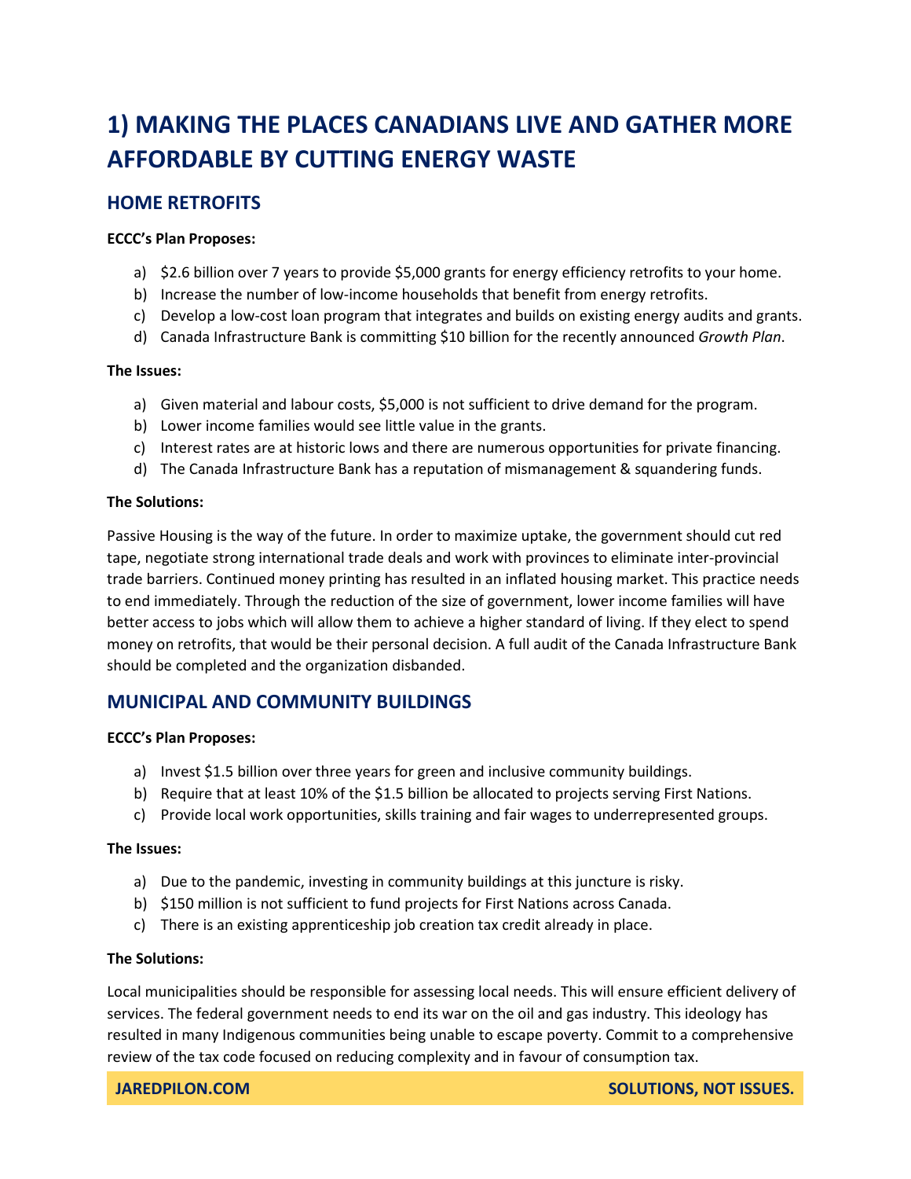# 1) MAKING THE PLACES CANADIANS LIVE AND GATHER MORE AFFORDABLE BY CUTTING ENERGY WASTE

## HOME RETROFITS

**ECCC's Plan Proposes:**

a) $2.6 billion over 7 years to provide $5,000 grants for energy efficiency retrofits to your home.
b) Increase the number of low-income households that benefit from energy retrofits.
c) Develop a low-cost loan program that integrates and builds on existing energy audits and grants.
d) Canada Infrastructure Bank is committing $10 billion for the recently announced *Growth Plan*.

**The Issues:**

a) Given material and labour costs, $5,000 is not sufficient to drive demand for the program.
b) Lower income families would see little value in the grants.
c) Interest rates are at historic lows and there are numerous opportunities for private financing.
d) The Canada Infrastructure Bank has a reputation of mismanagement & squandering funds.

**The Solutions:**

Passive Housing is the way of the future. In order to maximize uptake, the government should cut red tape, negotiate strong international trade deals and work with provinces to eliminate inter-provincial trade barriers. Continued money printing has resulted in an inflated housing market. This practice needs to end immediately. Through the reduction of the size of government, lower income families will have better access to jobs which will allow them to achieve a higher standard of living. If they elect to spend money on retrofits, that would be their personal decision. A full audit of the Canada Infrastructure Bank should be completed and the organization disbanded.

## MUNICIPAL AND COMMUNITY BUILDINGS

**ECCC's Plan Proposes:**

a) Invest $1.5 billion over three years for green and inclusive community buildings.
b) Require that at least 10% of the $1.5 billion be allocated to projects serving First Nations.
c) Provide local work opportunities, skills training and fair wages to underrepresented groups.

**The Issues:**

a) Due to the pandemic, investing in community buildings at this juncture is risky.
b) $150 million is not sufficient to fund projects for First Nations across Canada.
c) There is an existing apprenticeship job creation tax credit already in place.

**The Solutions:**

Local municipalities should be responsible for assessing local needs. This will ensure efficient delivery of services. The federal government needs to end its war on the oil and gas industry. This ideology has resulted in many Indigenous communities being unable to escape poverty. Commit to a comprehensive review of the tax code focused on reducing complexity and in favour of consumption tax.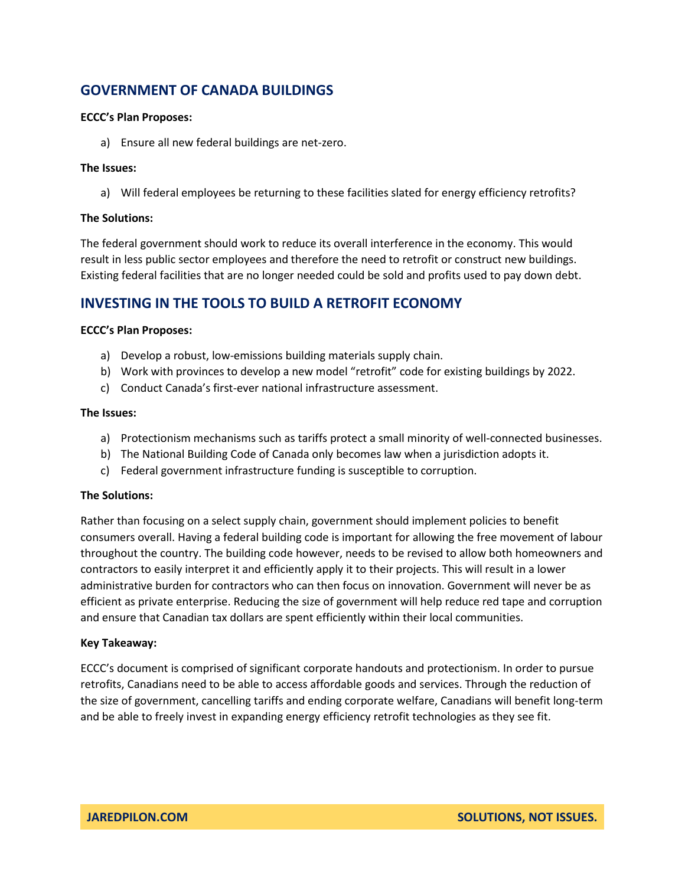## GOVERNMENT OF CANADA BUILDINGS

**ECCC's Plan Proposes:**

a) Ensure all new federal buildings are net-zero.

**The Issues:**

a) Will federal employees be returning to these facilities slated for energy efficiency retrofits?

**The Solutions:**

The federal government should work to reduce its overall interference in the economy. This would result in less public sector employees and therefore the need to retrofit or construct new buildings. Existing federal facilities that are no longer needed could be sold and profits used to pay down debt.

## INVESTING IN THE TOOLS TO BUILD A RETROFIT ECONOMY

**ECCC's Plan Proposes:**

a) Develop a robust, low-emissions building materials supply chain.
b) Work with provinces to develop a new model "retrofit" code for existing buildings by 2022.
c) Conduct Canada's first-ever national infrastructure assessment.

**The Issues:**

a) Protectionism mechanisms such as tariffs protect a small minority of well-connected businesses.
b) The National Building Code of Canada only becomes law when a jurisdiction adopts it.
c) Federal government infrastructure funding is susceptible to corruption.

**The Solutions:**

Rather than focusing on a select supply chain, government should implement policies to benefit consumers overall. Having a federal building code is important for allowing the free movement of labour throughout the country. The building code however, needs to be revised to allow both homeowners and contractors to easily interpret it and efficiently apply it to their projects. This will result in a lower administrative burden for contractors who can then focus on innovation. Government will never be as efficient as private enterprise. Reducing the size of government will help reduce red tape and corruption and ensure that Canadian tax dollars are spent efficiently within their local communities.

**Key Takeaway:**

ECCC's document is comprised of significant corporate handouts and protectionism. In order to pursue retrofits, Canadians need to be able to access affordable goods and services. Through the reduction of the size of government, cancelling tariffs and ending corporate welfare, Canadians will benefit long-term and be able to freely invest in expanding energy efficiency retrofit technologies as they see fit.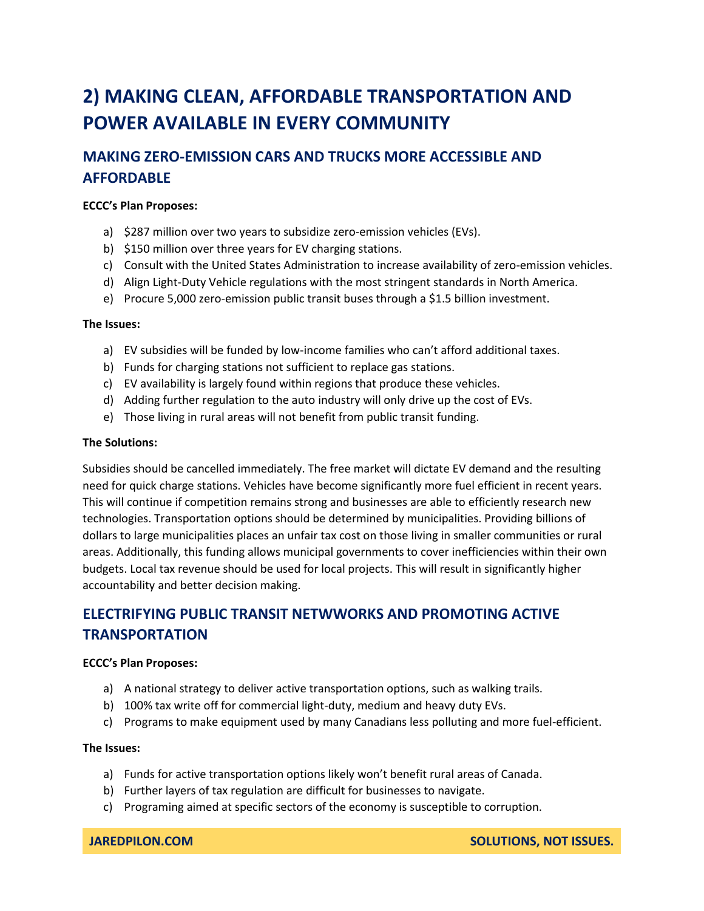# 2) MAKING CLEAN, AFFORDABLE TRANSPORTATION AND POWER AVAILABLE IN EVERY COMMUNITY

## MAKING ZERO-EMISSION CARS AND TRUCKS MORE ACCESSIBLE AND AFFORDABLE

**ECCC's Plan Proposes:**

a) $287 million over two years to subsidize zero-emission vehicles (EVs).
b) $150 million over three years for EV charging stations.
c) Consult with the United States Administration to increase availability of zero-emission vehicles.
d) Align Light-Duty Vehicle regulations with the most stringent standards in North America.
e) Procure 5,000 zero-emission public transit buses through a $1.5 billion investment.

**The Issues:**

a) EV subsidies will be funded by low-income families who can't afford additional taxes.
b) Funds for charging stations not sufficient to replace gas stations.
c) EV availability is largely found within regions that produce these vehicles.
d) Adding further regulation to the auto industry will only drive up the cost of EVs.
e) Those living in rural areas will not benefit from public transit funding.

**The Solutions:**

Subsidies should be cancelled immediately. The free market will dictate EV demand and the resulting need for quick charge stations. Vehicles have become significantly more fuel efficient in recent years. This will continue if competition remains strong and businesses are able to efficiently research new technologies. Transportation options should be determined by municipalities. Providing billions of dollars to large municipalities places an unfair tax cost on those living in smaller communities or rural areas. Additionally, this funding allows municipal governments to cover inefficiencies within their own budgets. Local tax revenue should be used for local projects. This will result in significantly higher accountability and better decision making.

## ELECTRIFYING PUBLIC TRANSIT NETWWORKS AND PROMOTING ACTIVE TRANSPORTATION

**ECCC's Plan Proposes:**

a) A national strategy to deliver active transportation options, such as walking trails.
b) 100% tax write off for commercial light-duty, medium and heavy duty EVs.
c) Programs to make equipment used by many Canadians less polluting and more fuel-efficient.

**The Issues:**

a) Funds for active transportation options likely won't benefit rural areas of Canada.
b) Further layers of tax regulation are difficult for businesses to navigate.
c) Programing aimed at specific sectors of the economy is susceptible to corruption.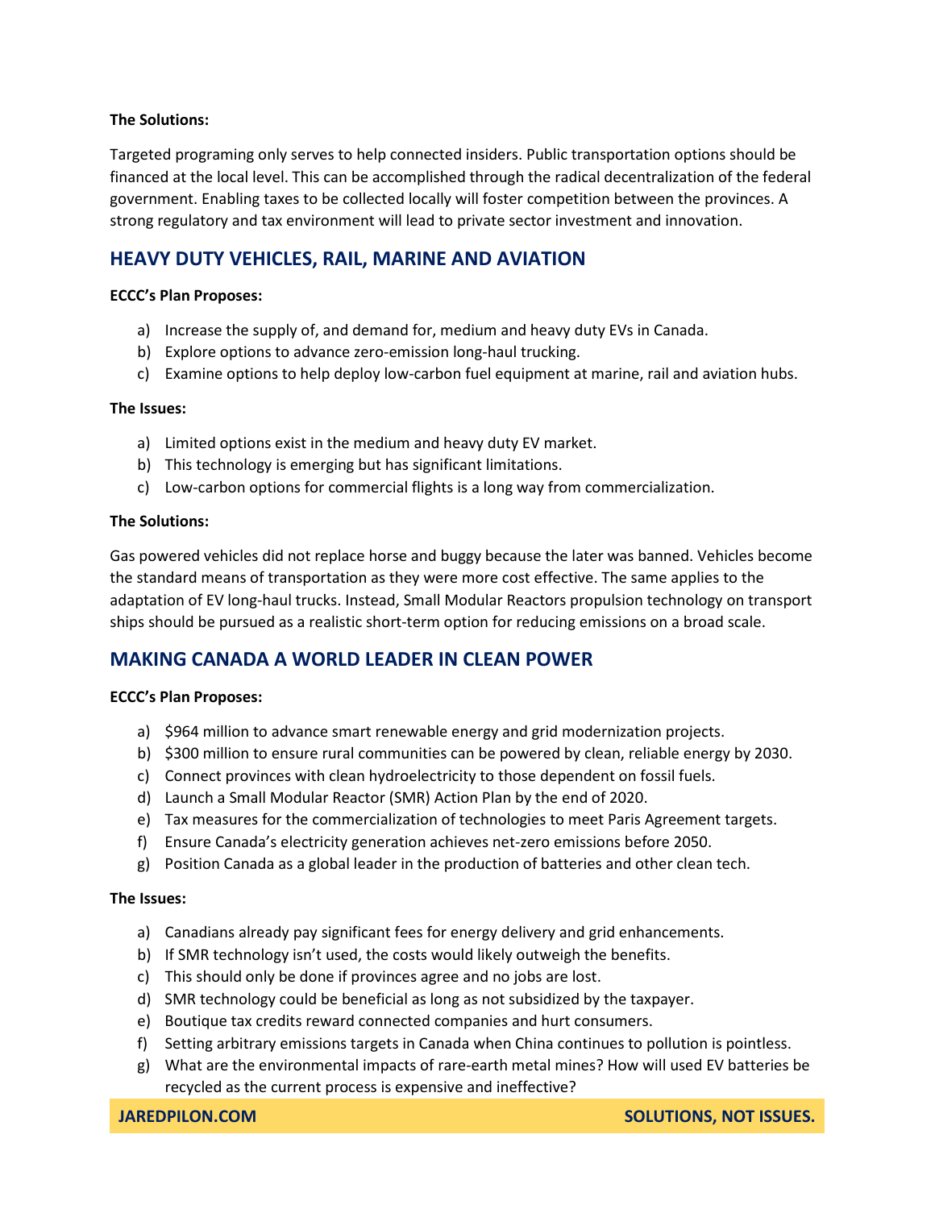**The Solutions:**

Targeted programing only serves to help connected insiders. Public transportation options should be financed at the local level. This can be accomplished through the radical decentralization of the federal government. Enabling taxes to be collected locally will foster competition between the provinces. A strong regulatory and tax environment will lead to private sector investment and innovation.

## HEAVY DUTY VEHICLES, RAIL, MARINE AND AVIATION

**ECCC's Plan Proposes:**

a) Increase the supply of, and demand for, medium and heavy duty EVs in Canada.
b) Explore options to advance zero-emission long-haul trucking.
c) Examine options to help deploy low-carbon fuel equipment at marine, rail and aviation hubs.

**The Issues:**

a) Limited options exist in the medium and heavy duty EV market.
b) This technology is emerging but has significant limitations.
c) Low-carbon options for commercial flights is a long way from commercialization.

**The Solutions:**

Gas powered vehicles did not replace horse and buggy because the later was banned. Vehicles become the standard means of transportation as they were more cost effective. The same applies to the adaptation of EV long-haul trucks. Instead, Small Modular Reactors propulsion technology on transport ships should be pursued as a realistic short-term option for reducing emissions on a broad scale.

## MAKING CANADA A WORLD LEADER IN CLEAN POWER

**ECCC's Plan Proposes:**

a) $964 million to advance smart renewable energy and grid modernization projects.
b) $300 million to ensure rural communities can be powered by clean, reliable energy by 2030.
c) Connect provinces with clean hydroelectricity to those dependent on fossil fuels.
d) Launch a Small Modular Reactor (SMR) Action Plan by the end of 2020.
e) Tax measures for the commercialization of technologies to meet Paris Agreement targets.
f) Ensure Canada's electricity generation achieves net-zero emissions before 2050.
g) Position Canada as a global leader in the production of batteries and other clean tech.

**The Issues:**

a) Canadians already pay significant fees for energy delivery and grid enhancements.
b) If SMR technology isn't used, the costs would likely outweigh the benefits.
c) This should only be done if provinces agree and no jobs are lost.
d) SMR technology could be beneficial as long as not subsidized by the taxpayer.
e) Boutique tax credits reward connected companies and hurt consumers.
f) Setting arbitrary emissions targets in Canada when China continues to pollution is pointless.
g) What are the environmental impacts of rare-earth metal mines? How will used EV batteries be recycled as the current process is expensive and ineffective?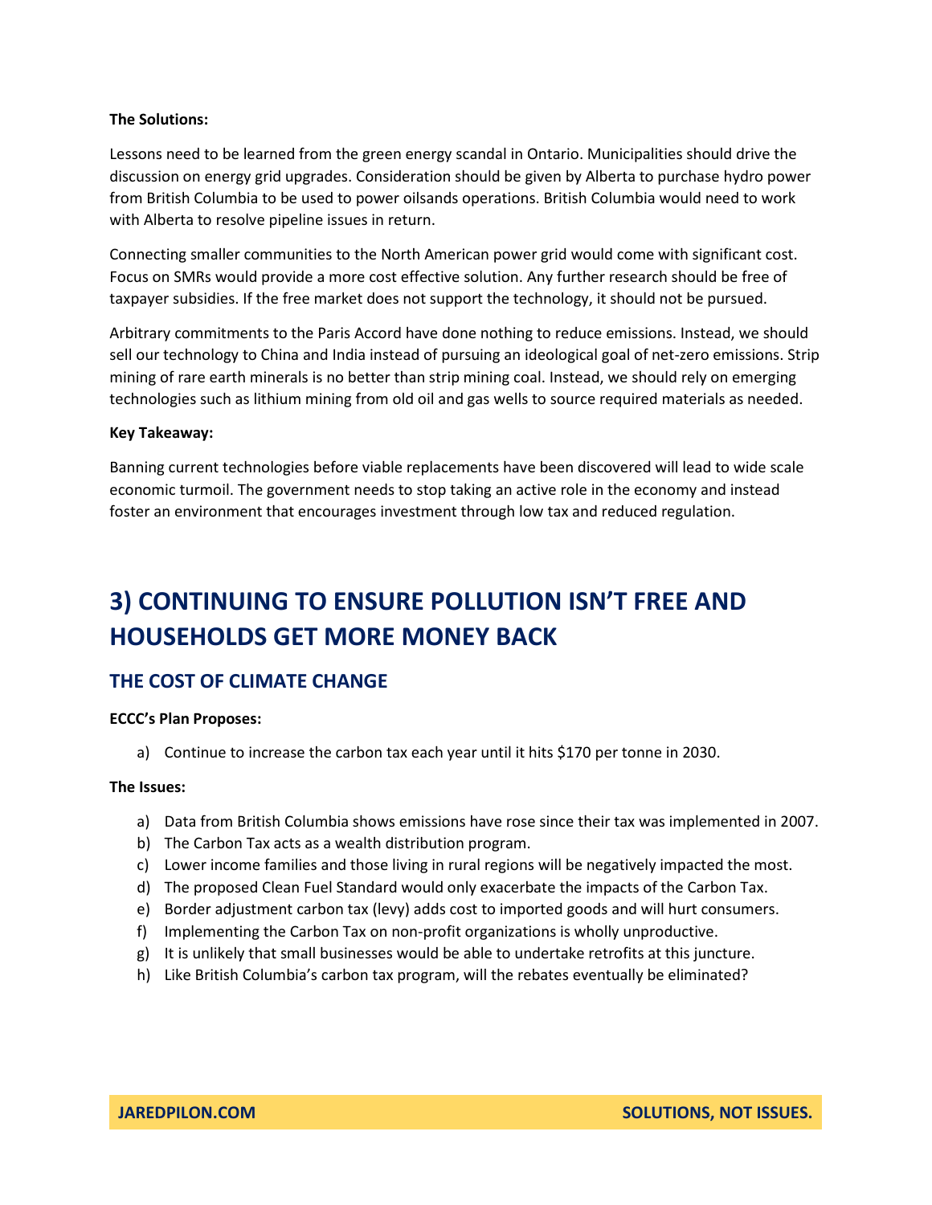**The Solutions:**

Lessons need to be learned from the green energy scandal in Ontario. Municipalities should drive the discussion on energy grid upgrades. Consideration should be given by Alberta to purchase hydro power from British Columbia to be used to power oilsands operations. British Columbia would need to work with Alberta to resolve pipeline issues in return.

Connecting smaller communities to the North American power grid would come with significant cost. Focus on SMRs would provide a more cost effective solution. Any further research should be free of taxpayer subsidies. If the free market does not support the technology, it should not be pursued.

Arbitrary commitments to the Paris Accord have done nothing to reduce emissions. Instead, we should sell our technology to China and India instead of pursuing an ideological goal of net-zero emissions. Strip mining of rare earth minerals is no better than strip mining coal. Instead, we should rely on emerging technologies such as lithium mining from old oil and gas wells to source required materials as needed.

**Key Takeaway:**

Banning current technologies before viable replacements have been discovered will lead to wide scale economic turmoil. The government needs to stop taking an active role in the economy and instead foster an environment that encourages investment through low tax and reduced regulation.

# 3) CONTINUING TO ENSURE POLLUTION ISN'T FREE AND HOUSEHOLDS GET MORE MONEY BACK

## THE COST OF CLIMATE CHANGE

**ECCC's Plan Proposes:**

a) Continue to increase the carbon tax each year until it hits $170 per tonne in 2030.

**The Issues:**

a) Data from British Columbia shows emissions have rose since their tax was implemented in 2007.
b) The Carbon Tax acts as a wealth distribution program.
c) Lower income families and those living in rural regions will be negatively impacted the most.
d) The proposed Clean Fuel Standard would only exacerbate the impacts of the Carbon Tax.
e) Border adjustment carbon tax (levy) adds cost to imported goods and will hurt consumers.
f) Implementing the Carbon Tax on non-profit organizations is wholly unproductive.
g) It is unlikely that small businesses would be able to undertake retrofits at this juncture.
h) Like British Columbia's carbon tax program, will the rebates eventually be eliminated?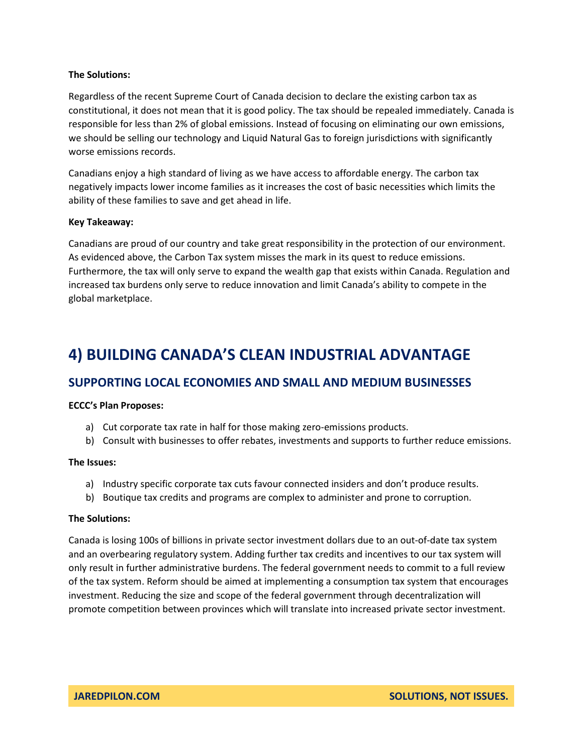**The Solutions:**

Regardless of the recent Supreme Court of Canada decision to declare the existing carbon tax as constitutional, it does not mean that it is good policy. The tax should be repealed immediately. Canada is responsible for less than 2% of global emissions. Instead of focusing on eliminating our own emissions, we should be selling our technology and Liquid Natural Gas to foreign jurisdictions with significantly worse emissions records.

Canadians enjoy a high standard of living as we have access to affordable energy. The carbon tax negatively impacts lower income families as it increases the cost of basic necessities which limits the ability of these families to save and get ahead in life.

**Key Takeaway:**

Canadians are proud of our country and take great responsibility in the protection of our environment. As evidenced above, the Carbon Tax system misses the mark in its quest to reduce emissions. Furthermore, the tax will only serve to expand the wealth gap that exists within Canada. Regulation and increased tax burdens only serve to reduce innovation and limit Canada's ability to compete in the global marketplace.

# 4) BUILDING CANADA'S CLEAN INDUSTRIAL ADVANTAGE

## SUPPORTING LOCAL ECONOMIES AND SMALL AND MEDIUM BUSINESSES

**ECCC's Plan Proposes:**

a) Cut corporate tax rate in half for those making zero-emissions products.
b) Consult with businesses to offer rebates, investments and supports to further reduce emissions.

**The Issues:**

a) Industry specific corporate tax cuts favour connected insiders and don't produce results.
b) Boutique tax credits and programs are complex to administer and prone to corruption.

**The Solutions:**

Canada is losing 100s of billions in private sector investment dollars due to an out-of-date tax system and an overbearing regulatory system. Adding further tax credits and incentives to our tax system will only result in further administrative burdens. The federal government needs to commit to a full review of the tax system. Reform should be aimed at implementing a consumption tax system that encourages investment. Reducing the size and scope of the federal government through decentralization will promote competition between provinces which will translate into increased private sector investment.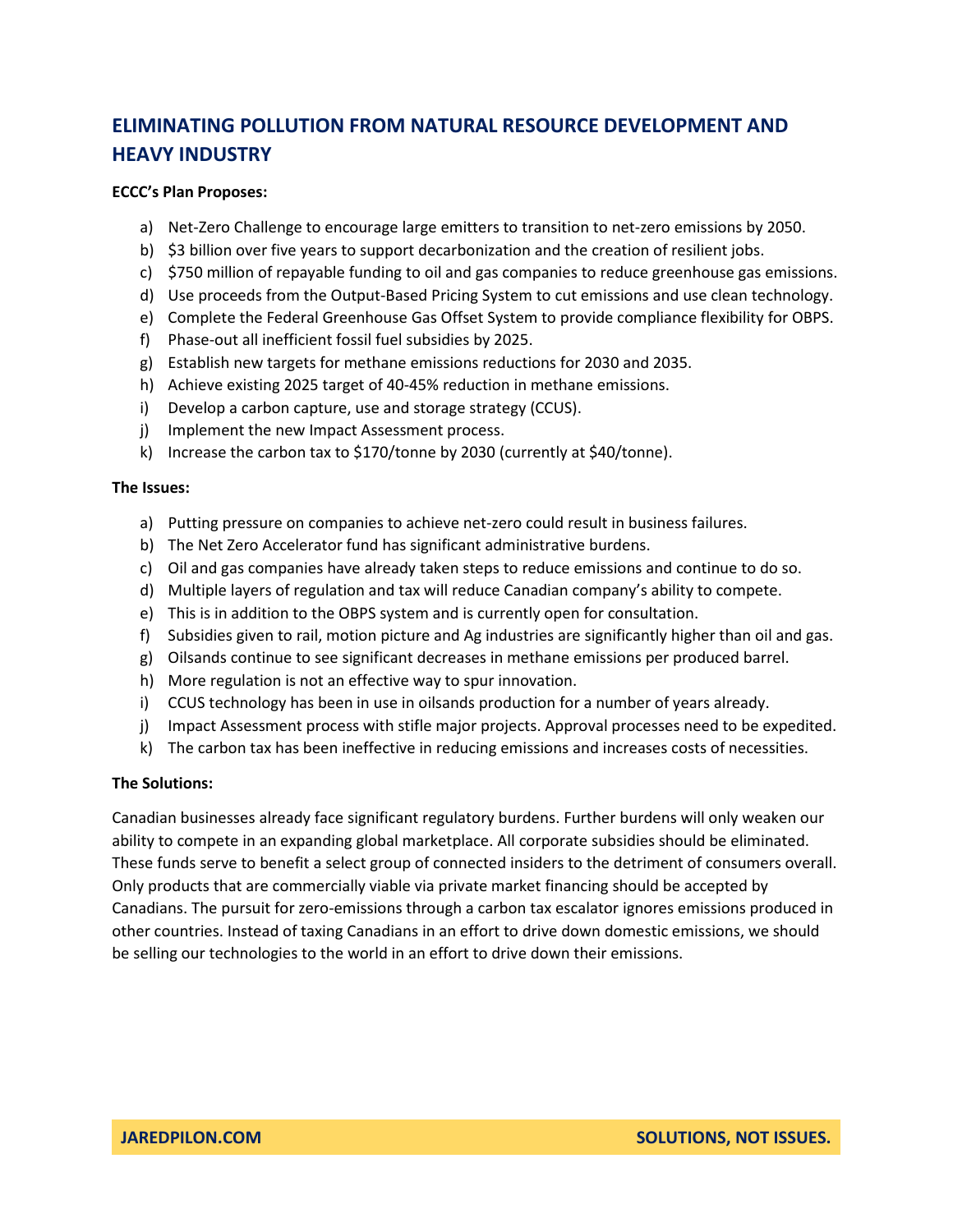## ELIMINATING POLLUTION FROM NATURAL RESOURCE DEVELOPMENT AND HEAVY INDUSTRY

**ECCC's Plan Proposes:**

a) Net-Zero Challenge to encourage large emitters to transition to net-zero emissions by 2050.
b) $3 billion over five years to support decarbonization and the creation of resilient jobs.
c) $750 million of repayable funding to oil and gas companies to reduce greenhouse gas emissions.
d) Use proceeds from the Output-Based Pricing System to cut emissions and use clean technology.
e) Complete the Federal Greenhouse Gas Offset System to provide compliance flexibility for OBPS.
f) Phase-out all inefficient fossil fuel subsidies by 2025.
g) Establish new targets for methane emissions reductions for 2030 and 2035.
h) Achieve existing 2025 target of 40-45% reduction in methane emissions.
i) Develop a carbon capture, use and storage strategy (CCUS).
j) Implement the new Impact Assessment process.
k) Increase the carbon tax to $170/tonne by 2030 (currently at $40/tonne).

**The Issues:**

a) Putting pressure on companies to achieve net-zero could result in business failures.
b) The Net Zero Accelerator fund has significant administrative burdens.
c) Oil and gas companies have already taken steps to reduce emissions and continue to do so.
d) Multiple layers of regulation and tax will reduce Canadian company's ability to compete.
e) This is in addition to the OBPS system and is currently open for consultation.
f) Subsidies given to rail, motion picture and Ag industries are significantly higher than oil and gas.
g) Oilsands continue to see significant decreases in methane emissions per produced barrel.
h) More regulation is not an effective way to spur innovation.
i) CCUS technology has been in use in oilsands production for a number of years already.
j) Impact Assessment process with stifle major projects. Approval processes need to be expedited.
k) The carbon tax has been ineffective in reducing emissions and increases costs of necessities.

**The Solutions:**

Canadian businesses already face significant regulatory burdens. Further burdens will only weaken our ability to compete in an expanding global marketplace. All corporate subsidies should be eliminated. These funds serve to benefit a select group of connected insiders to the detriment of consumers overall. Only products that are commercially viable via private market financing should be accepted by Canadians. The pursuit for zero-emissions through a carbon tax escalator ignores emissions produced in other countries. Instead of taxing Canadians in an effort to drive down domestic emissions, we should be selling our technologies to the world in an effort to drive down their emissions.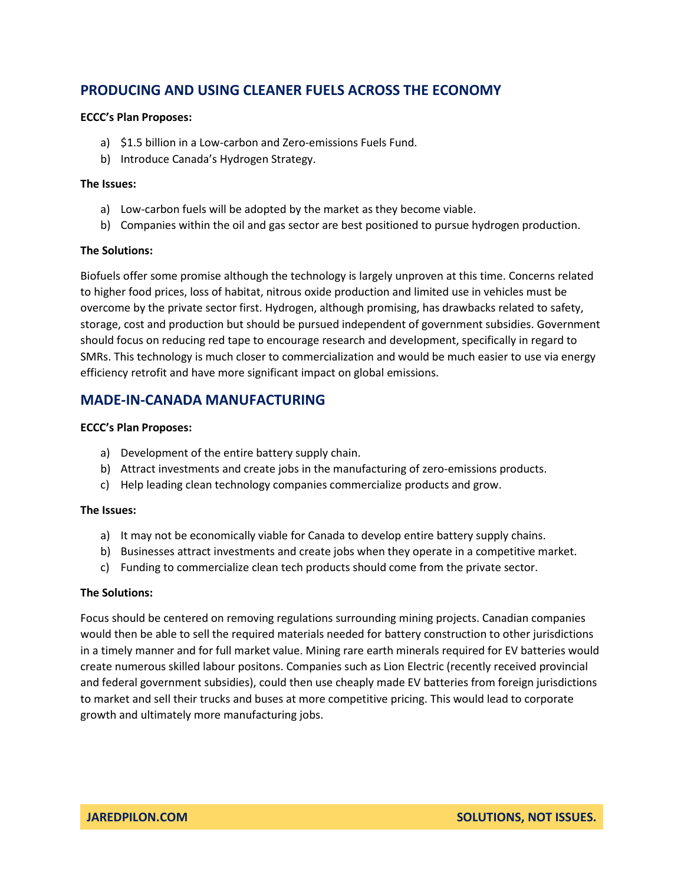## PRODUCING AND USING CLEANER FUELS ACROSS THE ECONOMY

**ECCC's Plan Proposes:**

a) $1.5 billion in a Low-carbon and Zero-emissions Fuels Fund.
b) Introduce Canada's Hydrogen Strategy.

**The Issues:**

a) Low-carbon fuels will be adopted by the market as they become viable.
b) Companies within the oil and gas sector are best positioned to pursue hydrogen production.

**The Solutions:**

Biofuels offer some promise although the technology is largely unproven at this time. Concerns related to higher food prices, loss of habitat, nitrous oxide production and limited use in vehicles must be overcome by the private sector first. Hydrogen, although promising, has drawbacks related to safety, storage, cost and production but should be pursued independent of government subsidies. Government should focus on reducing red tape to encourage research and development, specifically in regard to SMRs. This technology is much closer to commercialization and would be much easier to use via energy efficiency retrofit and have more significant impact on global emissions.

## MADE-IN-CANADA MANUFACTURING

**ECCC's Plan Proposes:**

a) Development of the entire battery supply chain.
b) Attract investments and create jobs in the manufacturing of zero-emissions products.
c) Help leading clean technology companies commercialize products and grow.

**The Issues:**

a) It may not be economically viable for Canada to develop entire battery supply chains.
b) Businesses attract investments and create jobs when they operate in a competitive market.
c) Funding to commercialize clean tech products should come from the private sector.

**The Solutions:**

Focus should be centered on removing regulations surrounding mining projects. Canadian companies would then be able to sell the required materials needed for battery construction to other jurisdictions in a timely manner and for full market value. Mining rare earth minerals required for EV batteries would create numerous skilled labour positons. Companies such as Lion Electric (recently received provincial and federal government subsidies), could then use cheaply made EV batteries from foreign jurisdictions to market and sell their trucks and buses at more competitive pricing. This would lead to corporate growth and ultimately more manufacturing jobs.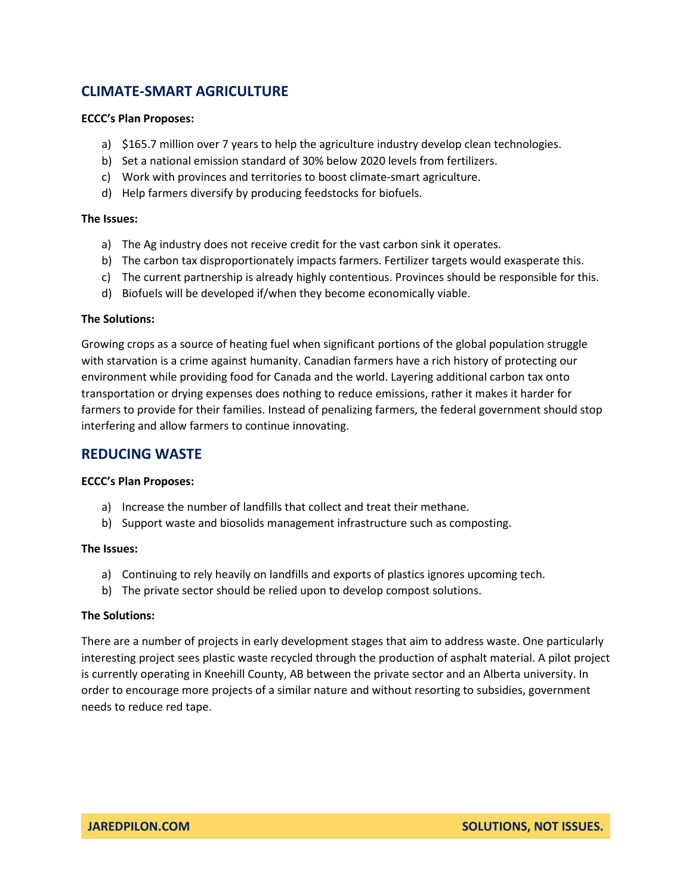## CLIMATE-SMART AGRICULTURE

**ECCC's Plan Proposes:**

a) $165.7 million over 7 years to help the agriculture industry develop clean technologies.
b) Set a national emission standard of 30% below 2020 levels from fertilizers.
c) Work with provinces and territories to boost climate-smart agriculture.
d) Help farmers diversify by producing feedstocks for biofuels.

**The Issues:**

a) The Ag industry does not receive credit for the vast carbon sink it operates.
b) The carbon tax disproportionately impacts farmers. Fertilizer targets would exasperate this.
c) The current partnership is already highly contentious. Provinces should be responsible for this.
d) Biofuels will be developed if/when they become economically viable.

**The Solutions:**

Growing crops as a source of heating fuel when significant portions of the global population struggle with starvation is a crime against humanity. Canadian farmers have a rich history of protecting our environment while providing food for Canada and the world. Layering additional carbon tax onto transportation or drying expenses does nothing to reduce emissions, rather it makes it harder for farmers to provide for their families. Instead of penalizing farmers, the federal government should stop interfering and allow farmers to continue innovating.

## REDUCING WASTE

**ECCC's Plan Proposes:**

a) Increase the number of landfills that collect and treat their methane.
b) Support waste and biosolids management infrastructure such as composting.

**The Issues:**

a) Continuing to rely heavily on landfills and exports of plastics ignores upcoming tech.
b) The private sector should be relied upon to develop compost solutions.

**The Solutions:**

There are a number of projects in early development stages that aim to address waste. One particularly interesting project sees plastic waste recycled through the production of asphalt material. A pilot project is currently operating in Kneehill County, AB between the private sector and an Alberta university. In order to encourage more projects of a similar nature and without resorting to subsidies, government needs to reduce red tape.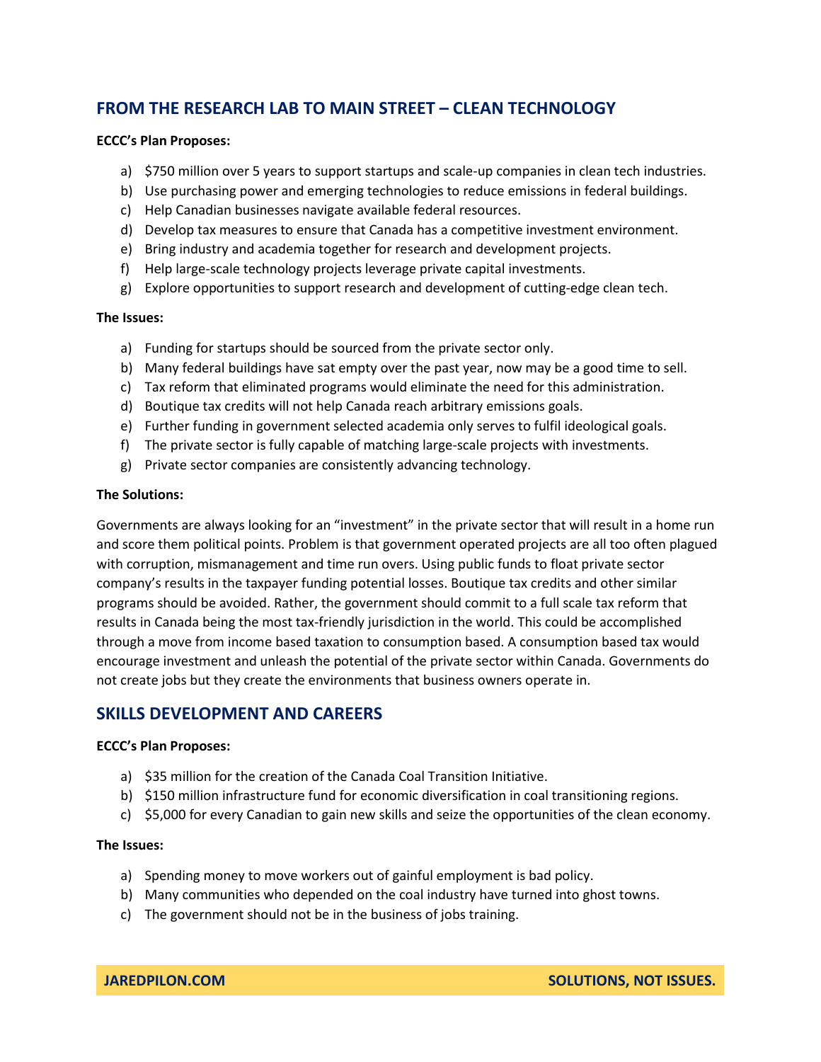## FROM THE RESEARCH LAB TO MAIN STREET – CLEAN TECHNOLOGY

**ECCC's Plan Proposes:**

a) $750 million over 5 years to support startups and scale-up companies in clean tech industries.
b) Use purchasing power and emerging technologies to reduce emissions in federal buildings.
c) Help Canadian businesses navigate available federal resources.
d) Develop tax measures to ensure that Canada has a competitive investment environment.
e) Bring industry and academia together for research and development projects.
f) Help large-scale technology projects leverage private capital investments.
g) Explore opportunities to support research and development of cutting-edge clean tech.

**The Issues:**

a) Funding for startups should be sourced from the private sector only.
b) Many federal buildings have sat empty over the past year, now may be a good time to sell.
c) Tax reform that eliminated programs would eliminate the need for this administration.
d) Boutique tax credits will not help Canada reach arbitrary emissions goals.
e) Further funding in government selected academia only serves to fulfil ideological goals.
f) The private sector is fully capable of matching large-scale projects with investments.
g) Private sector companies are consistently advancing technology.

**The Solutions:**

Governments are always looking for an "investment" in the private sector that will result in a home run and score them political points. Problem is that government operated projects are all too often plagued with corruption, mismanagement and time run overs. Using public funds to float private sector company's results in the taxpayer funding potential losses. Boutique tax credits and other similar programs should be avoided. Rather, the government should commit to a full scale tax reform that results in Canada being the most tax-friendly jurisdiction in the world. This could be accomplished through a move from income based taxation to consumption based. A consumption based tax would encourage investment and unleash the potential of the private sector within Canada. Governments do not create jobs but they create the environments that business owners operate in.

## SKILLS DEVELOPMENT AND CAREERS

**ECCC's Plan Proposes:**

a) $35 million for the creation of the Canada Coal Transition Initiative.
b) $150 million infrastructure fund for economic diversification in coal transitioning regions.
c) $5,000 for every Canadian to gain new skills and seize the opportunities of the clean economy.

**The Issues:**

a) Spending money to move workers out of gainful employment is bad policy.
b) Many communities who depended on the coal industry have turned into ghost towns.
c) The government should not be in the business of jobs training.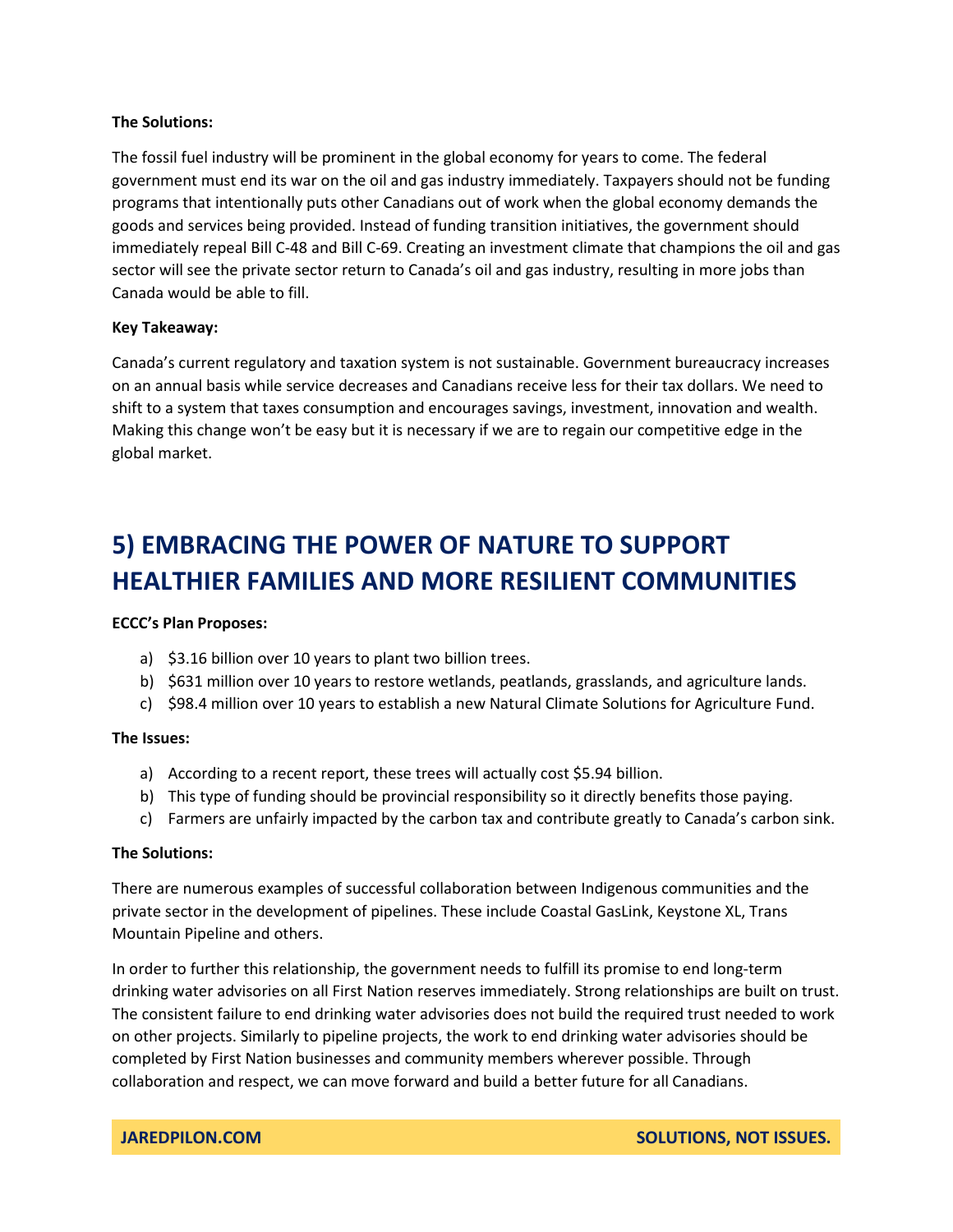**The Solutions:**

The fossil fuel industry will be prominent in the global economy for years to come. The federal government must end its war on the oil and gas industry immediately. Taxpayers should not be funding programs that intentionally puts other Canadians out of work when the global economy demands the goods and services being provided. Instead of funding transition initiatives, the government should immediately repeal Bill C-48 and Bill C-69. Creating an investment climate that champions the oil and gas sector will see the private sector return to Canada's oil and gas industry, resulting in more jobs than Canada would be able to fill.

**Key Takeaway:**

Canada's current regulatory and taxation system is not sustainable. Government bureaucracy increases on an annual basis while service decreases and Canadians receive less for their tax dollars. We need to shift to a system that taxes consumption and encourages savings, investment, innovation and wealth. Making this change won't be easy but it is necessary if we are to regain our competitive edge in the global market.

## 5) EMBRACING THE POWER OF NATURE TO SUPPORT HEALTHIER FAMILIES AND MORE RESILIENT COMMUNITIES

**ECCC's Plan Proposes:**

a) $3.16 billion over 10 years to plant two billion trees.
b) $631 million over 10 years to restore wetlands, peatlands, grasslands, and agriculture lands.
c) $98.4 million over 10 years to establish a new Natural Climate Solutions for Agriculture Fund.

**The Issues:**

a) According to a recent report, these trees will actually cost $5.94 billion.
b) This type of funding should be provincial responsibility so it directly benefits those paying.
c) Farmers are unfairly impacted by the carbon tax and contribute greatly to Canada's carbon sink.

**The Solutions:**

There are numerous examples of successful collaboration between Indigenous communities and the private sector in the development of pipelines. These include Coastal GasLink, Keystone XL, Trans Mountain Pipeline and others.

In order to further this relationship, the government needs to fulfill its promise to end long-term drinking water advisories on all First Nation reserves immediately. Strong relationships are built on trust. The consistent failure to end drinking water advisories does not build the required trust needed to work on other projects. Similarly to pipeline projects, the work to end drinking water advisories should be completed by First Nation businesses and community members wherever possible. Through collaboration and respect, we can move forward and build a better future for all Canadians.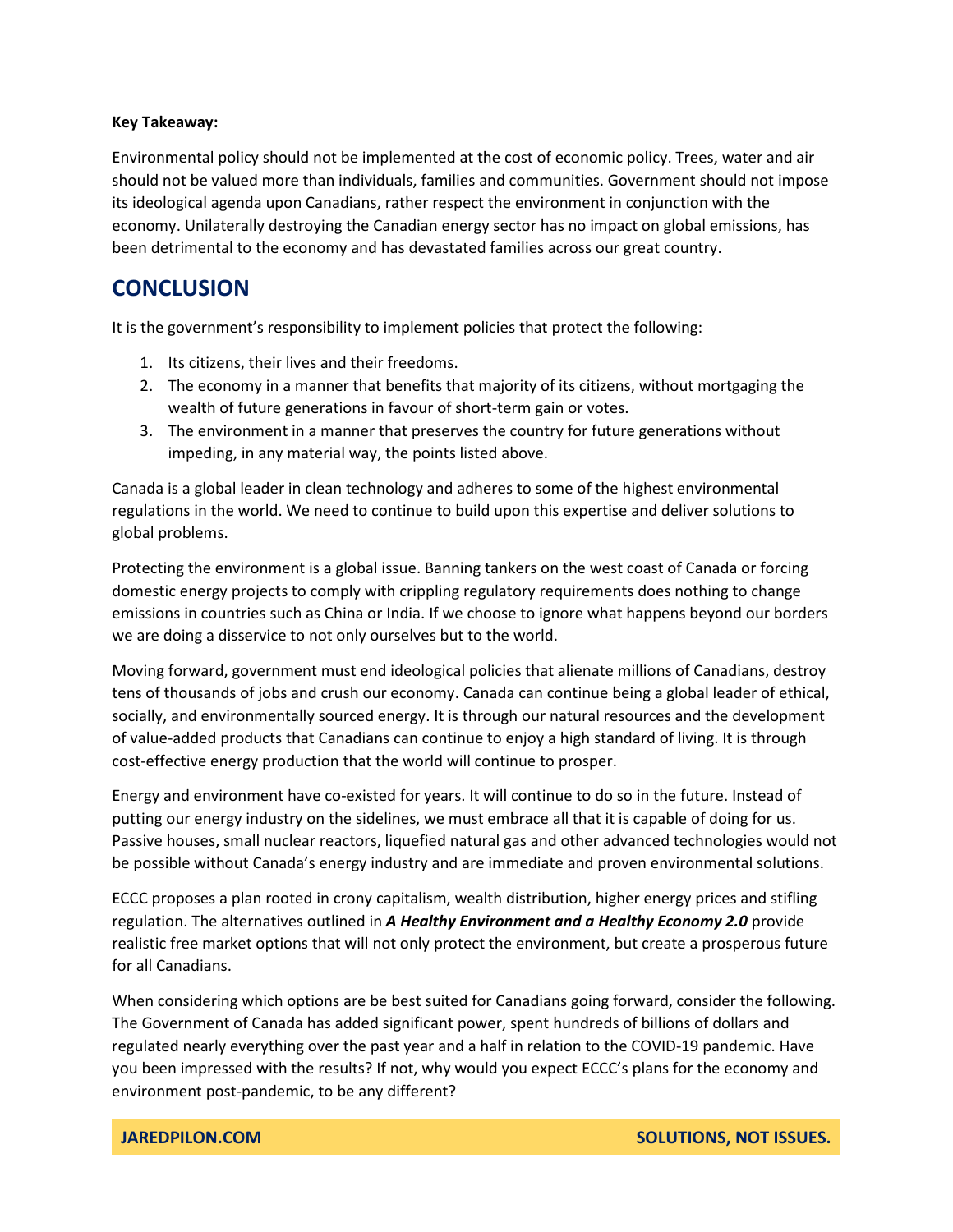**Key Takeaway:**

Environmental policy should not be implemented at the cost of economic policy. Trees, water and air should not be valued more than individuals, families and communities. Government should not impose its ideological agenda upon Canadians, rather respect the environment in conjunction with the economy. Unilaterally destroying the Canadian energy sector has no impact on global emissions, has been detrimental to the economy and has devastated families across our great country.

## CONCLUSION

It is the government's responsibility to implement policies that protect the following:

1. Its citizens, their lives and their freedoms.
2. The economy in a manner that benefits that majority of its citizens, without mortgaging the wealth of future generations in favour of short-term gain or votes.
3. The environment in a manner that preserves the country for future generations without impeding, in any material way, the points listed above.

Canada is a global leader in clean technology and adheres to some of the highest environmental regulations in the world. We need to continue to build upon this expertise and deliver solutions to global problems.

Protecting the environment is a global issue. Banning tankers on the west coast of Canada or forcing domestic energy projects to comply with crippling regulatory requirements does nothing to change emissions in countries such as China or India. If we choose to ignore what happens beyond our borders we are doing a disservice to not only ourselves but to the world.

Moving forward, government must end ideological policies that alienate millions of Canadians, destroy tens of thousands of jobs and crush our economy. Canada can continue being a global leader of ethical, socially, and environmentally sourced energy. It is through our natural resources and the development of value-added products that Canadians can continue to enjoy a high standard of living. It is through cost-effective energy production that the world will continue to prosper.

Energy and environment have co-existed for years. It will continue to do so in the future. Instead of putting our energy industry on the sidelines, we must embrace all that it is capable of doing for us. Passive houses, small nuclear reactors, liquefied natural gas and other advanced technologies would not be possible without Canada's energy industry and are immediate and proven environmental solutions.

ECCC proposes a plan rooted in crony capitalism, wealth distribution, higher energy prices and stifling regulation. The alternatives outlined in ***A Healthy Environment and a Healthy Economy 2.0*** provide realistic free market options that will not only protect the environment, but create a prosperous future for all Canadians.

When considering which options are be best suited for Canadians going forward, consider the following. The Government of Canada has added significant power, spent hundreds of billions of dollars and regulated nearly everything over the past year and a half in relation to the COVID-19 pandemic. Have you been impressed with the results? If not, why would you expect ECCC's plans for the economy and environment post-pandemic, to be any different?